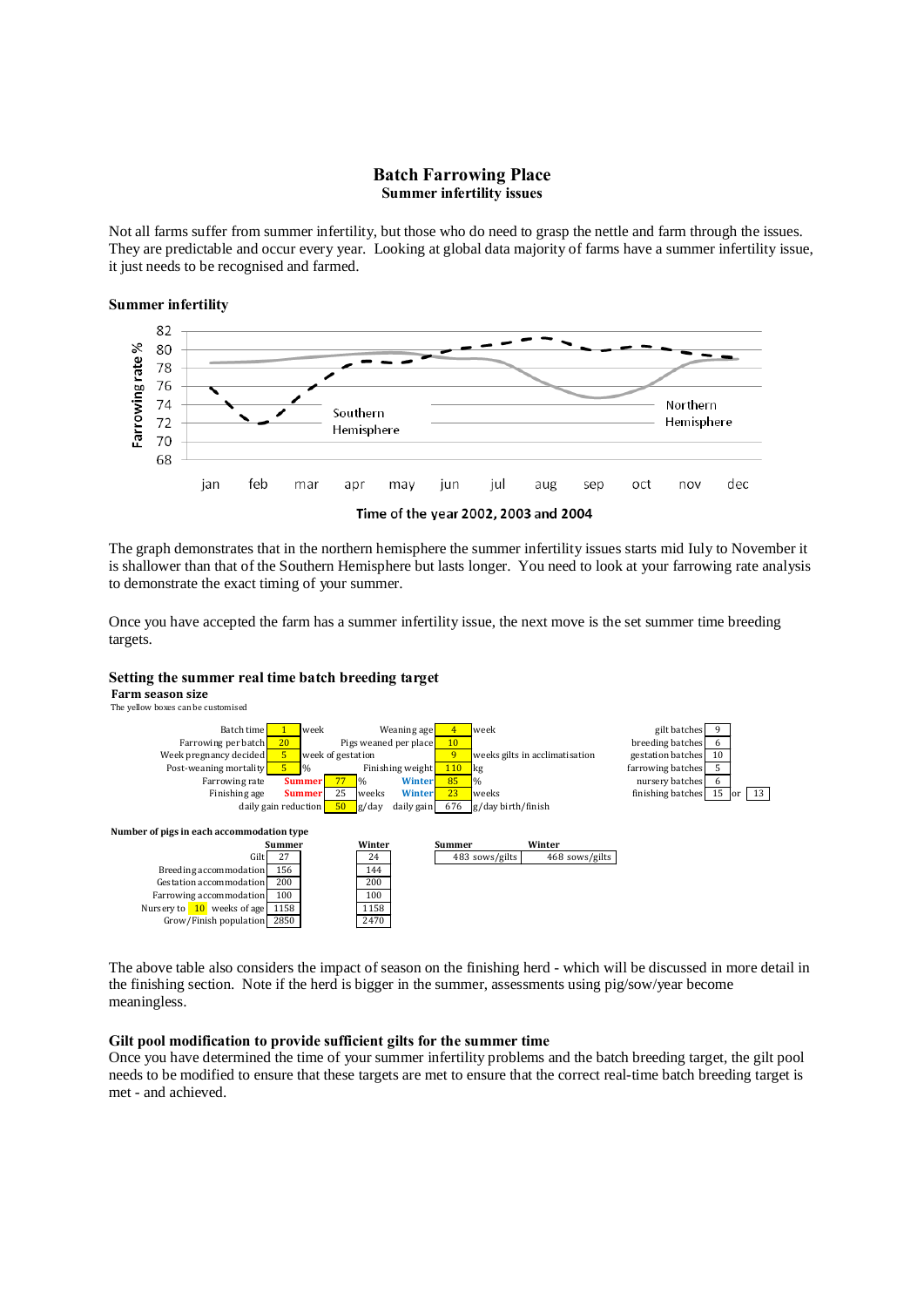# Batch Farrowing Place

## Summer infertility issues

Not all farms suffer from summer infertility, but those who do need to grasp the nettle and farm through the issues. They are predictable and occur every year. Looking at global data majority of farms have a summer infertility issue, it just needs to be recognised and farmed.

### Summer infertility

Farrowing rate % (68–82) by month (jan–dec): Southern Hemisphere and Northern Hemisphere

Time of the year 2002, 2003 and 2004

The graph demonstrates that in the northern hemisphere the summer infertility issues starts mid Iuly to November it is shallower than that of the Southern Hemisphere but lasts longer. You need to look at your farrowing rate analysis to demonstrate the exact timing of your summer.

Once you have accepted the farm has a summer infertility issue, the next move is the set summer time breeding targets.

### Setting the summer real time batch breeding target

**Farm season size**

The yellow boxes can be customised

| | | | | | | | |
|---|---|---|---|---|---|---|---|
| Batch time | 1 | week | Weaning age | 4 | week | gilt batches | 9 |
| Farrowing per batch | 20 | | Pigs weaned per place | 10 | | breeding batches | 6 |
| Week pregnancy decided | 5 | week of gestation | | 9 | weeks gilts in acclimatisation | gestation batches | 10 |
| Post-weaning mortality | 5 | % | Finishing weight | 110 | kg | farrowing batches | 5 |
| Farrowing rate Summer | 77 | % | Winter | 85 | % | nursery batches | 6 |
| Finishing age Summer | 25 | weeks | Winter | 23 | weeks | finishing batches | 15 or 13 |
| daily gain reduction | 50 | g/day | daily gain | 676 | g/day birth/finish | | |

**Number of pigs in each accommodation type**

| | Summer | Winter |
|---|---|---|
| Gilt | 27 | 24 |
| Breeding accommodation | 156 | 144 |
| Gestation accommodation | 200 | 200 |
| Farrowing accommodation | 100 | 100 |
| Nursery to 10 weeks of age | 1158 | 1158 |
| Grow/Finish population | 2850 | 2470 |

| Summer | Winter |
|---|---|
| 483 sows/gilts | 468 sows/gilts |

The above table also considers the impact of season on the finishing herd - which will be discussed in more detail in the finishing section. Note if the herd is bigger in the summer, assessments using pig/sow/year become meaningless.

### Gilt pool modification to provide sufficient gilts for the summer time

Once you have determined the time of your summer infertility problems and the batch breeding target, the gilt pool needs to be modified to ensure that these targets are met to ensure that the correct real-time batch breeding target is met - and achieved.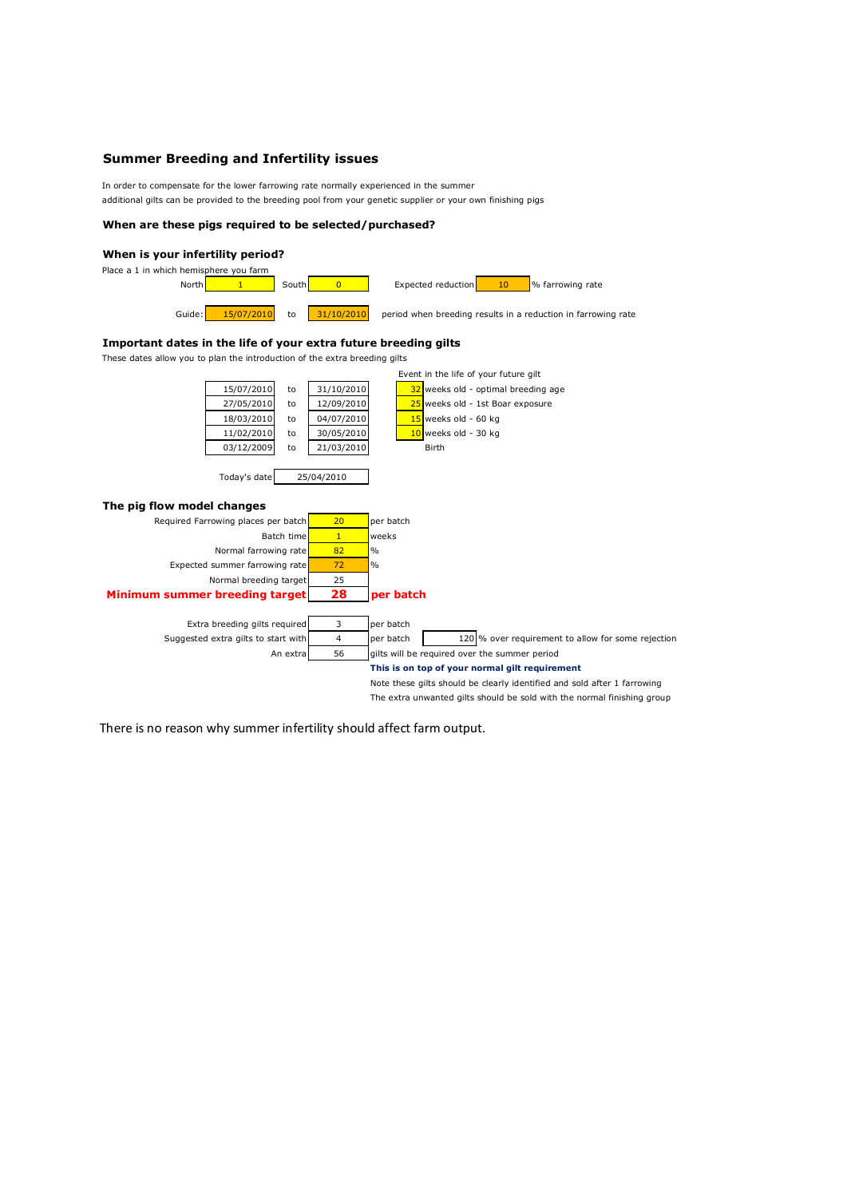## Summer Breeding and Infertility issues

In order to compensate for the lower farrowing rate normally experienced in the summer
additional gilts can be provided to the breeding pool from your genetic supplier or your own finishing pigs

### When are these pigs required to be selected/purchased?

### When is your infertility period?

Place a 1 in which hemisphere you farm

| | | | | | | |
|---|---|---|---|---|---|---|
| North | 1 | South | 0 | Expected reduction | 10 | % farrowing rate |
| Guide: | 15/07/2010 | to | 31/10/2010 | period when breeding results in a reduction in farrowing rate | | |

### Important dates in the life of your extra future breeding gilts

These dates allow you to plan the introduction of the extra breeding gilts

| | | | Event in the life of your future gilt |
|---|---|---|---|
| 15/07/2010 | to | 31/10/2010 | 32 weeks old - optimal breeding age |
| 27/05/2010 | to | 12/09/2010 | 25 weeks old - 1st Boar exposure |
| 18/03/2010 | to | 04/07/2010 | 15 weeks old - 60 kg |
| 11/02/2010 | to | 30/05/2010 | 10 weeks old - 30 kg |
| 03/12/2009 | to | 21/03/2010 | Birth |

Today's date 25/04/2010

### The pig flow model changes

| | | |
|---|---|---|
| Required Farrowing places per batch | 20 | per batch |
| Batch time | 1 | weeks |
| Normal farrowing rate | 82 | % |
| Expected summer farrowing rate | 72 | % |
| Normal breeding target | 25 | |
| **Minimum summer breeding target** | **28** | **per batch** |

| | | | |
|---|---|---|---|
| Extra breeding gilts required | 3 | per batch | |
| Suggested extra gilts to start with | 4 | per batch | 120 % over requirement to allow for some rejection |
| An extra | 56 | gilts will be required over the summer period | |

**This is on top of your normal gilt requirement**

Note these gilts should be clearly identified and sold after 1 farrowing

The extra unwanted gilts should be sold with the normal finishing group

There is no reason why summer infertility should affect farm output.